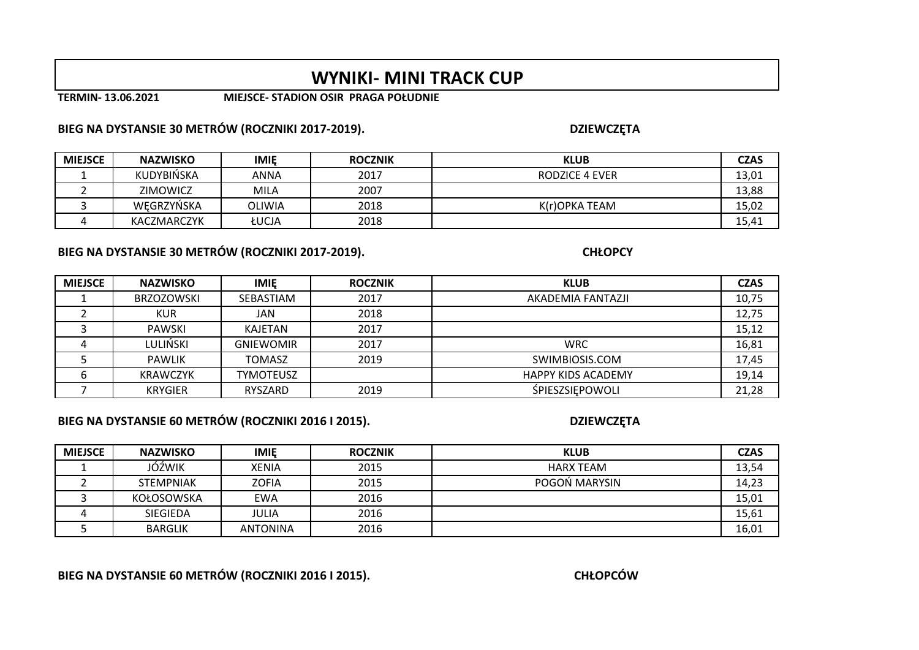# WYNIKI- MINI TRACK CUP

**TERMIN- 13.06.2021** **MIEJSCE- STADION OSIR PRAGA POŁUDNIE**

**BIEG NA DYSTANSIE 30 METRÓW (ROCZNIKI 2017-2019).** **DZIEWCZĘTA**

| MIEJSCE | NAZWISKO | IMIĘ | ROCZNIK | KLUB | CZAS |
|---|---|---|---|---|---|
| 1 | KUDYBIŃSKA | ANNA | 2017 | RODZICE 4 EVER | 13,01 |
| 2 | ZIMOWICZ | MILA | 2007 | | 13,88 |
| 3 | WĘGRZYŃSKA | OLIWIA | 2018 | K(r)OPKA TEAM | 15,02 |
| 4 | KACZMARCZYK | ŁUCJA | 2018 | | 15,41 |

**BIEG NA DYSTANSIE 30 METRÓW (ROCZNIKI 2017-2019).** **CHŁOPCY**

| MIEJSCE | NAZWISKO | IMIĘ | ROCZNIK | KLUB | CZAS |
|---|---|---|---|---|---|
| 1 | BRZOZOWSKI | SEBASTIAM | 2017 | AKADEMIA FANTAZJI | 10,75 |
| 2 | KUR | JAN | 2018 | | 12,75 |
| 3 | PAWSKI | KAJETAN | 2017 | | 15,12 |
| 4 | LULIŃSKI | GNIEWOMIR | 2017 | WRC | 16,81 |
| 5 | PAWLIK | TOMASZ | 2019 | SWIMBIOSIS.COM | 17,45 |
| 6 | KRAWCZYK | TYMOTEUSZ | | HAPPY KIDS ACADEMY | 19,14 |
| 7 | KRYGIER | RYSZARD | 2019 | ŚPIESZSIĘPOWOLI | 21,28 |

**BIEG NA DYSTANSIE 60 METRÓW (ROCZNIKI 2016 I 2015).** **DZIEWCZĘTA**

| MIEJSCE | NAZWISKO | IMIĘ | ROCZNIK | KLUB | CZAS |
|---|---|---|---|---|---|
| 1 | JÓŹWIK | XENIA | 2015 | HARX TEAM | 13,54 |
| 2 | STEMPNIAK | ZOFIA | 2015 | POGOŃ MARYSIN | 14,23 |
| 3 | KOŁOSOWSKA | EWA | 2016 | | 15,01 |
| 4 | SIEGIEDA | JULIA | 2016 | | 15,61 |
| 5 | BARGLIK | ANTONINA | 2016 | | 16,01 |

**BIEG NA DYSTANSIE 60 METRÓW (ROCZNIKI 2016 I 2015).** **CHŁOPCÓW**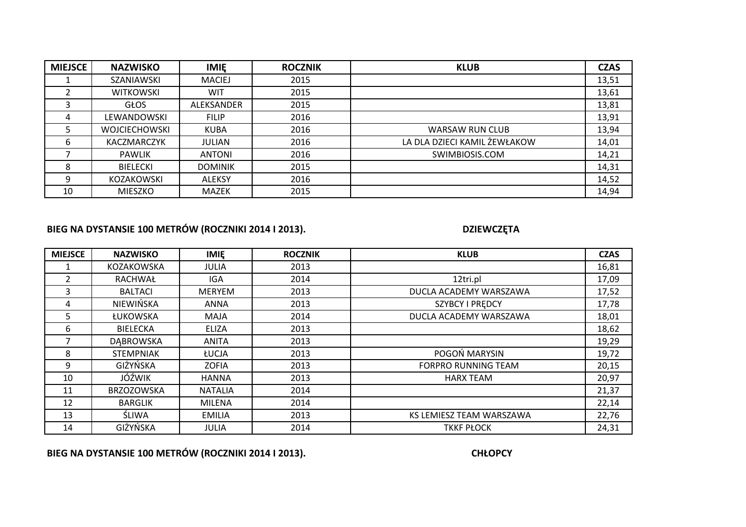| MIEJSCE | NAZWISKO | IMIĘ | ROCZNIK | KLUB | CZAS |
|---|---|---|---|---|---|
| 1 | SZANIAWSKI | MACIEJ | 2015 | | 13,51 |
| 2 | WITKOWSKI | WIT | 2015 | | 13,61 |
| 3 | GŁOS | ALEKSANDER | 2015 | | 13,81 |
| 4 | LEWANDOWSKI | FILIP | 2016 | | 13,91 |
| 5 | WOJCIECHOWSKI | KUBA | 2016 | WARSAW RUN CLUB | 13,94 |
| 6 | KACZMARCZYK | JULIAN | 2016 | LA DLA DZIECI KAMIL ŻEWŁAKOW | 14,01 |
| 7 | PAWLIK | ANTONI | 2016 | SWIMBIOSIS.COM | 14,21 |
| 8 | BIELECKI | DOMINIK | 2015 | | 14,31 |
| 9 | KOZAKOWSKI | ALEKSY | 2016 | | 14,52 |
| 10 | MIESZKO | MAZEK | 2015 | | 14,94 |

**BIEG NA DYSTANSIE 100 METRÓW (ROCZNIKI 2014 I 2013). DZIEWCZĘTA**

| MIEJSCE | NAZWISKO | IMIĘ | ROCZNIK | KLUB | CZAS |
|---|---|---|---|---|---|
| 1 | KOZAKOWSKA | JULIA | 2013 | | 16,81 |
| 2 | RACHWAŁ | IGA | 2014 | 12tri.pl | 17,09 |
| 3 | BALTACI | MERYEM | 2013 | DUCLA ACADEMY WARSZAWA | 17,52 |
| 4 | NIEWIŃSKA | ANNA | 2013 | SZYBCY I PRĘDCY | 17,78 |
| 5 | ŁUKOWSKA | MAJA | 2014 | DUCLA ACADEMY WARSZAWA | 18,01 |
| 6 | BIELECKA | ELIZA | 2013 | | 18,62 |
| 7 | DĄBROWSKA | ANITA | 2013 | | 19,29 |
| 8 | STEMPNIAK | ŁUCJA | 2013 | POGOŃ MARYSIN | 19,72 |
| 9 | GIŻYŃSKA | ZOFIA | 2013 | FORPRO RUNNING TEAM | 20,15 |
| 10 | JÓŹWIK | HANNA | 2013 | HARX TEAM | 20,97 |
| 11 | BRZOZOWSKA | NATALIA | 2014 | | 21,37 |
| 12 | BARGLIK | MILENA | 2014 | | 22,14 |
| 13 | ŚLIWA | EMILIA | 2013 | KS LEMIESZ TEAM WARSZAWA | 22,76 |
| 14 | GIŻYŃSKA | JULIA | 2014 | TKKF PŁOCK | 24,31 |

**BIEG NA DYSTANSIE 100 METRÓW (ROCZNIKI 2014 I 2013). CHŁOPCY**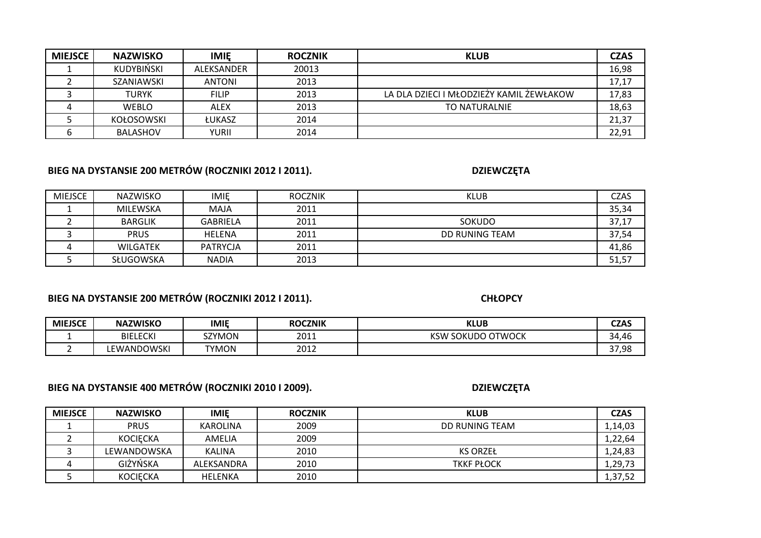| MIEJSCE | NAZWISKO | IMIĘ | ROCZNIK | KLUB | CZAS |
|---|---|---|---|---|---|
| 1 | KUDYBIŃSKI | ALEKSANDER | 20013 | | 16,98 |
| 2 | SZANIAWSKI | ANTONI | 2013 | | 17,17 |
| 3 | TURYK | FILIP | 2013 | LA DLA DZIECI I MŁODZIEŻY KAMIL ŻEWŁAKOW | 17,83 |
| 4 | WEBLO | ALEX | 2013 | TO NATURALNIE | 18,63 |
| 5 | KOŁOSOWSKI | ŁUKASZ | 2014 | | 21,37 |
| 6 | BALASHOV | YURII | 2014 | | 22,91 |

**BIEG NA DYSTANSIE 200 METRÓW (ROCZNIKI 2012 I 2011).** **DZIEWCZĘTA**

| MIEJSCE | NAZWISKO | IMIĘ | ROCZNIK | KLUB | CZAS |
|---|---|---|---|---|---|
| 1 | MILEWSKA | MAJA | 2011 | | 35,34 |
| 2 | BARGLIK | GABRIELA | 2011 | SOKUDO | 37,17 |
| 3 | PRUS | HELENA | 2011 | DD RUNING TEAM | 37,54 |
| 4 | WILGATEK | PATRYCJA | 2011 | | 41,86 |
| 5 | SŁUGOWSKA | NADIA | 2013 | | 51,57 |

**BIEG NA DYSTANSIE 200 METRÓW (ROCZNIKI 2012 I 2011).** **CHŁOPCY**

| MIEJSCE | NAZWISKO | IMIĘ | ROCZNIK | KLUB | CZAS |
|---|---|---|---|---|---|
| 1 | BIELECKI | SZYMON | 2011 | KSW SOKUDO OTWOCK | 34,46 |
| 2 | LEWANDOWSKI | TYMON | 2012 | | 37,98 |

**BIEG NA DYSTANSIE 400 METRÓW (ROCZNIKI 2010 I 2009).** **DZIEWCZĘTA**

| MIEJSCE | NAZWISKO | IMIĘ | ROCZNIK | KLUB | CZAS |
|---|---|---|---|---|---|
| 1 | PRUS | KAROLINA | 2009 | DD RUNING TEAM | 1,14,03 |
| 2 | KOCIĘCKA | AMELIA | 2009 | | 1,22,64 |
| 3 | LEWANDOWSKA | KALINA | 2010 | KS ORZEŁ | 1,24,83 |
| 4 | GIŻYŃSKA | ALEKSANDRA | 2010 | TKKF PŁOCK | 1,29,73 |
| 5 | KOCIĘCKA | HELENKA | 2010 | | 1,37,52 |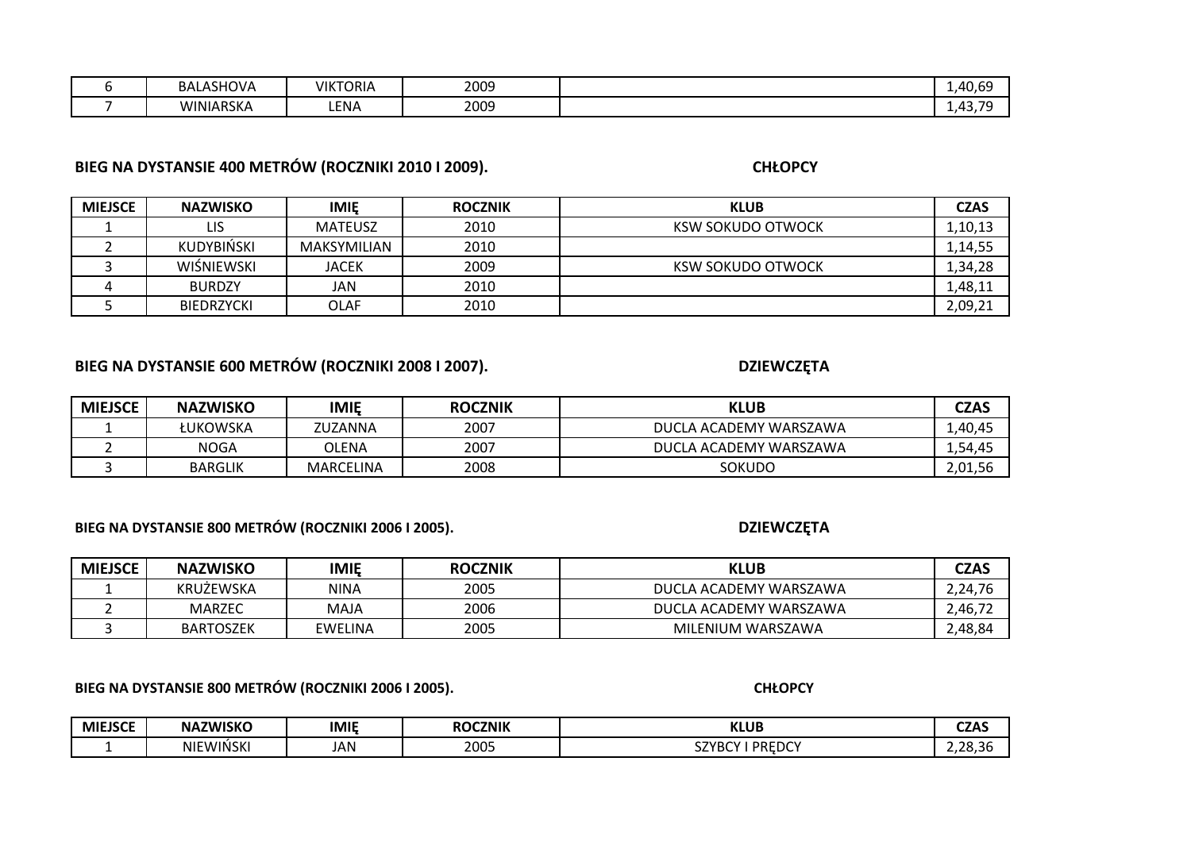| | | | | | |
|---|---|---|---|---|---|
| 6 | BALASHOVA | VIKTORIA | 2009 | | 1,40,69 |
| 7 | WINIARSKA | LENA | 2009 | | 1,43,79 |

**BIEG NA DYSTANSIE 400 METRÓW (ROCZNIKI 2010 I 2009).** **CHŁOPCY**

| MIEJSCE | NAZWISKO | IMIĘ | ROCZNIK | KLUB | CZAS |
|---|---|---|---|---|---|
| 1 | LIS | MATEUSZ | 2010 | KSW SOKUDO OTWOCK | 1,10,13 |
| 2 | KUDYBIŃSKI | MAKSYMILIAN | 2010 | | 1,14,55 |
| 3 | WIŚNIEWSKI | JACEK | 2009 | KSW SOKUDO OTWOCK | 1,34,28 |
| 4 | BURDZY | JAN | 2010 | | 1,48,11 |
| 5 | BIEDRZYCKI | OLAF | 2010 | | 2,09,21 |

**BIEG NA DYSTANSIE 600 METRÓW (ROCZNIKI 2008 I 2007).** **DZIEWCZĘTA**

| MIEJSCE | NAZWISKO | IMIĘ | ROCZNIK | KLUB | CZAS |
|---|---|---|---|---|---|
| 1 | ŁUKOWSKA | ZUZANNA | 2007 | DUCLA ACADEMY WARSZAWA | 1,40,45 |
| 2 | NOGA | OLENA | 2007 | DUCLA ACADEMY WARSZAWA | 1,54,45 |
| 3 | BARGLIK | MARCELINA | 2008 | SOKUDO | 2,01,56 |

**BIEG NA DYSTANSIE 800 METRÓW (ROCZNIKI 2006 I 2005).** **DZIEWCZĘTA**

| MIEJSCE | NAZWISKO | IMIĘ | ROCZNIK | KLUB | CZAS |
|---|---|---|---|---|---|
| 1 | KRUŻEWSKA | NINA | 2005 | DUCLA ACADEMY WARSZAWA | 2,24,76 |
| 2 | MARZEC | MAJA | 2006 | DUCLA ACADEMY WARSZAWA | 2,46,72 |
| 3 | BARTOSZEK | EWELINA | 2005 | MILENIUM WARSZAWA | 2,48,84 |

**BIEG NA DYSTANSIE 800 METRÓW (ROCZNIKI 2006 I 2005).** **CHŁOPCY**

| MIEJSCE | NAZWISKO | IMIĘ | ROCZNIK | KLUB | CZAS |
|---|---|---|---|---|---|
| 1 | NIEWIŃSKI | JAN | 2005 | SZYBCY I PRĘDCY | 2,28,36 |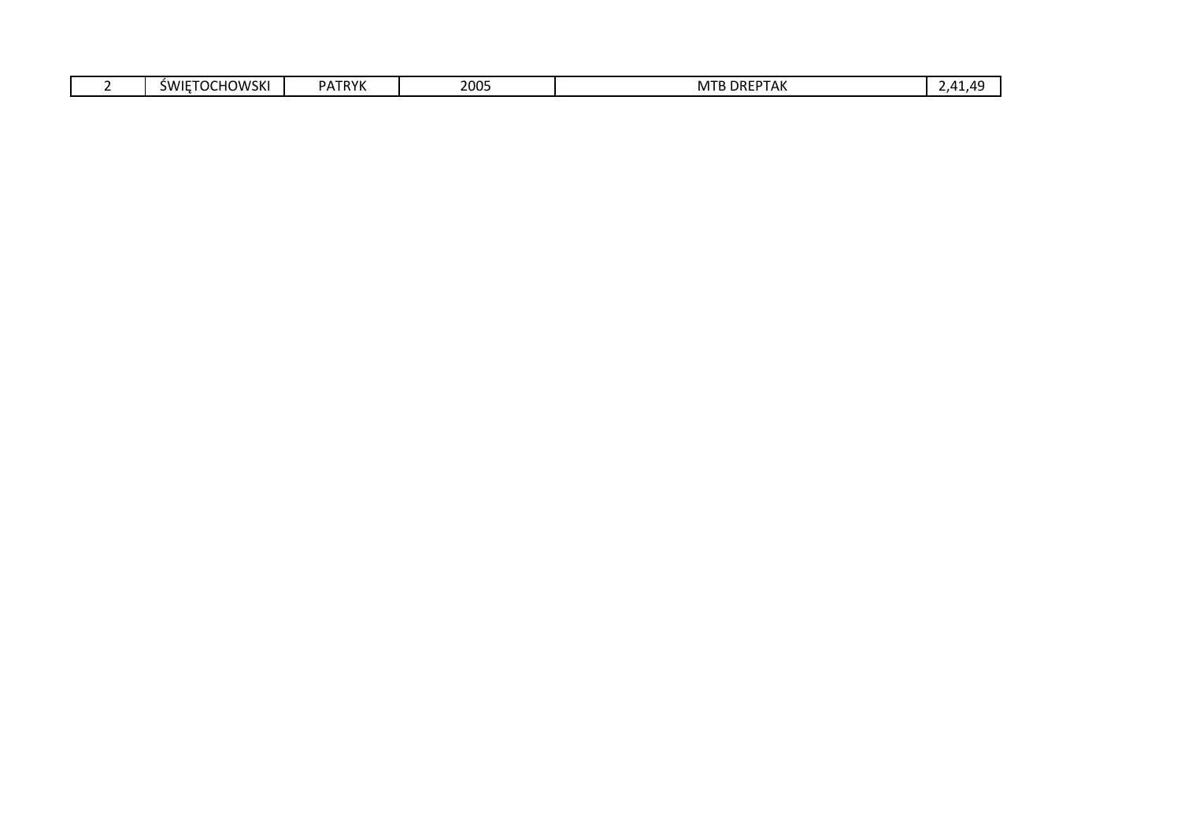| | | | | | |
|---|---|---|---|---|---|
| 2 | ŚWIĘTOCHOWSKI | PATRYK | 2005 | MTB DREPTAK | 2,41,49 |